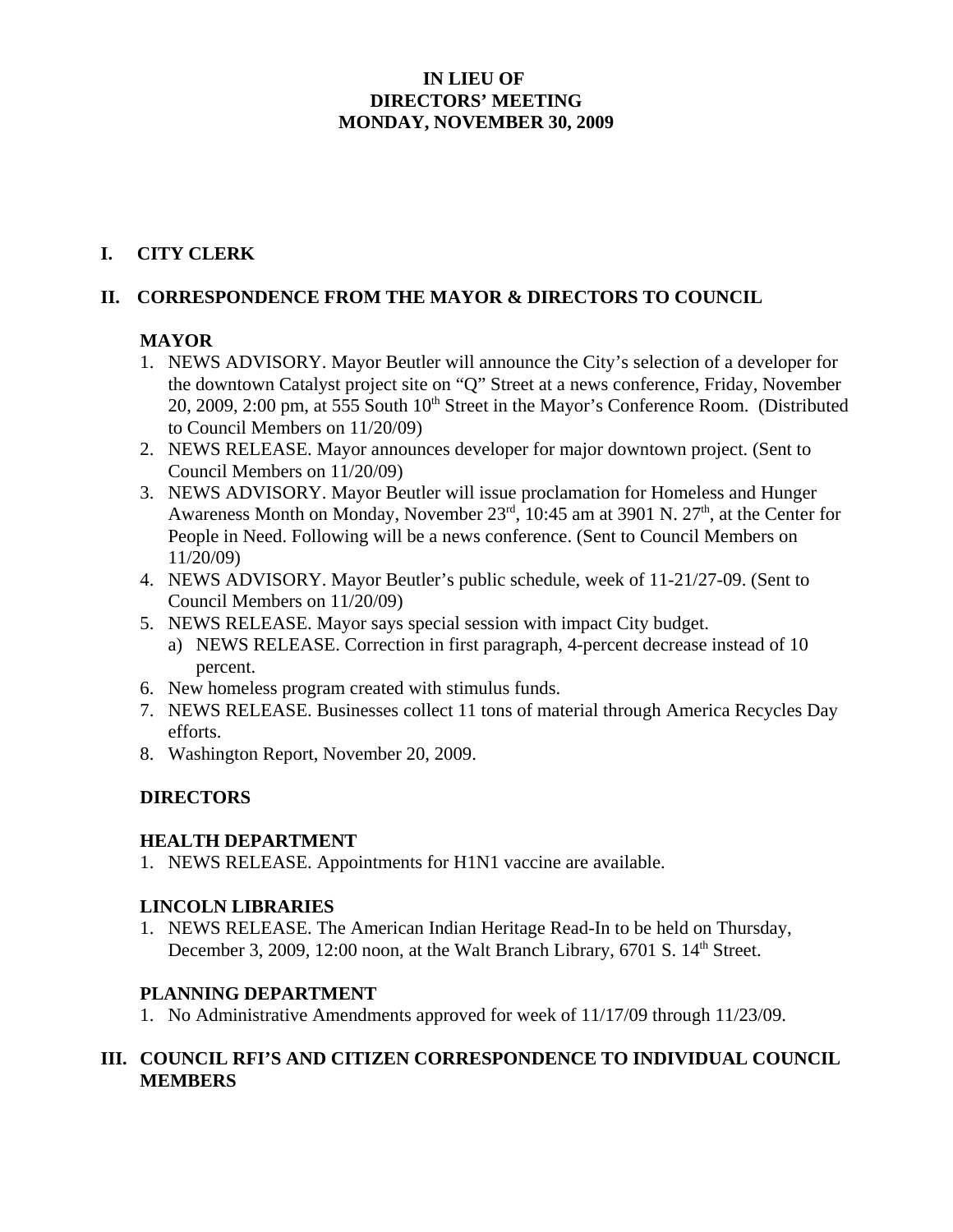# IN LIEU OF
# DIRECTORS' MEETING
# MONDAY, NOVEMBER 30, 2009

## I. CITY CLERK

## II. CORRESPONDENCE FROM THE MAYOR & DIRECTORS TO COUNCIL

### MAYOR

1. NEWS ADVISORY. Mayor Beutler will announce the City's selection of a developer for the downtown Catalyst project site on "Q" Street at a news conference, Friday, November 20, 2009, 2:00 pm, at 555 South 10th Street in the Mayor's Conference Room. (Distributed to Council Members on 11/20/09)
2. NEWS RELEASE. Mayor announces developer for major downtown project. (Sent to Council Members on 11/20/09)
3. NEWS ADVISORY. Mayor Beutler will issue proclamation for Homeless and Hunger Awareness Month on Monday, November 23rd, 10:45 am at 3901 N. 27th, at the Center for People in Need. Following will be a news conference. (Sent to Council Members on 11/20/09)
4. NEWS ADVISORY. Mayor Beutler's public schedule, week of 11-21/27-09. (Sent to Council Members on 11/20/09)
5. NEWS RELEASE. Mayor says special session with impact City budget.
   a) NEWS RELEASE. Correction in first paragraph, 4-percent decrease instead of 10 percent.
6. New homeless program created with stimulus funds.
7. NEWS RELEASE. Businesses collect 11 tons of material through America Recycles Day efforts.
8. Washington Report, November 20, 2009.

### DIRECTORS

### HEALTH DEPARTMENT

1. NEWS RELEASE. Appointments for H1N1 vaccine are available.

### LINCOLN LIBRARIES

1. NEWS RELEASE. The American Indian Heritage Read-In to be held on Thursday, December 3, 2009, 12:00 noon, at the Walt Branch Library, 6701 S. 14th Street.

### PLANNING DEPARTMENT

1. No Administrative Amendments approved for week of 11/17/09 through 11/23/09.

## III. COUNCIL RFI'S AND CITIZEN CORRESPONDENCE TO INDIVIDUAL COUNCIL MEMBERS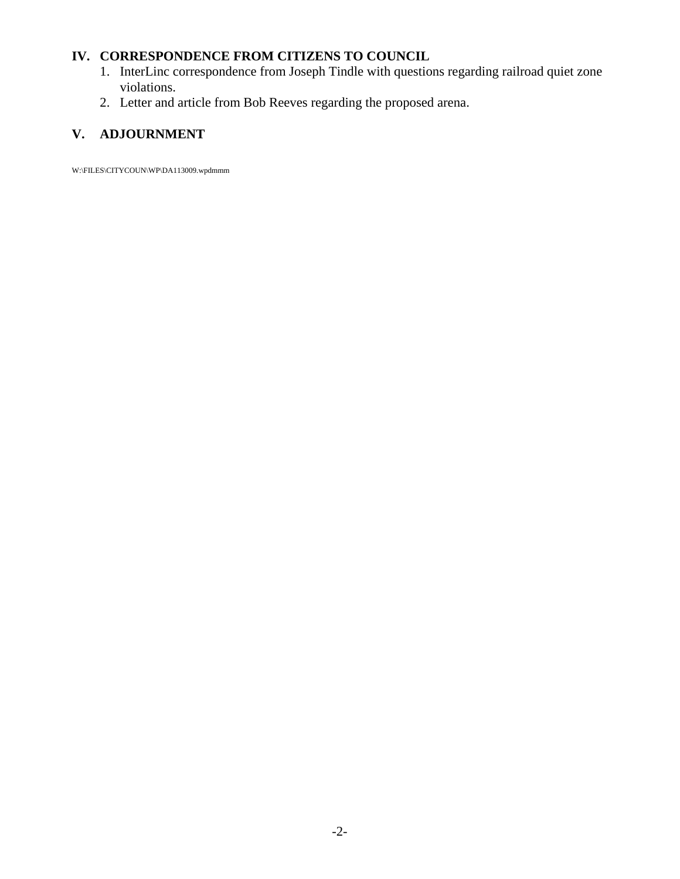## IV. CORRESPONDENCE FROM CITIZENS TO COUNCIL

1. InterLinc correspondence from Joseph Tindle with questions regarding railroad quiet zone violations.
2. Letter and article from Bob Reeves regarding the proposed arena.

## V. ADJOURNMENT

W:\FILES\CITYCOUN\WP\DA113009.wpdmmm